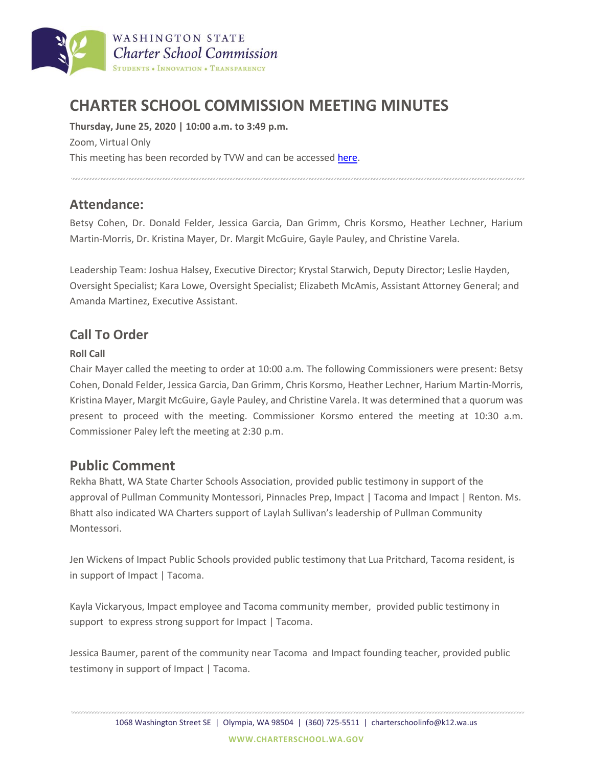WASHINGTON STATE
*Charter School Commission*
STUDENTS • INNOVATION • TRANSPARENCY

# CHARTER SCHOOL COMMISSION MEETING MINUTES

**Thursday, June 25, 2020 | 10:00 a.m. to 3:49 p.m.**

Zoom, Virtual Only

This meeting has been recorded by TVW and can be accessed here.

## Attendance:

Betsy Cohen, Dr. Donald Felder, Jessica Garcia, Dan Grimm, Chris Korsmo, Heather Lechner, Harium Martin-Morris, Dr. Kristina Mayer, Dr. Margit McGuire, Gayle Pauley, and Christine Varela.

Leadership Team: Joshua Halsey, Executive Director; Krystal Starwich, Deputy Director; Leslie Hayden, Oversight Specialist; Kara Lowe, Oversight Specialist; Elizabeth McAmis, Assistant Attorney General; and Amanda Martinez, Executive Assistant.

## Call To Order

**Roll Call**

Chair Mayer called the meeting to order at 10:00 a.m. The following Commissioners were present: Betsy Cohen, Donald Felder, Jessica Garcia, Dan Grimm, Chris Korsmo, Heather Lechner, Harium Martin-Morris, Kristina Mayer, Margit McGuire, Gayle Pauley, and Christine Varela. It was determined that a quorum was present to proceed with the meeting. Commissioner Korsmo entered the meeting at 10:30 a.m. Commissioner Paley left the meeting at 2:30 p.m.

## Public Comment

Rekha Bhatt, WA State Charter Schools Association, provided public testimony in support of the approval of Pullman Community Montessori, Pinnacles Prep, Impact | Tacoma and Impact | Renton. Ms. Bhatt also indicated WA Charters support of Laylah Sullivan's leadership of Pullman Community Montessori.

Jen Wickens of Impact Public Schools provided public testimony that Lua Pritchard, Tacoma resident, is in support of Impact | Tacoma.

Kayla Vickaryous, Impact employee and Tacoma community member, provided public testimony in support to express strong support for Impact | Tacoma.

Jessica Baumer, parent of the community near Tacoma and Impact founding teacher, provided public testimony in support of Impact | Tacoma.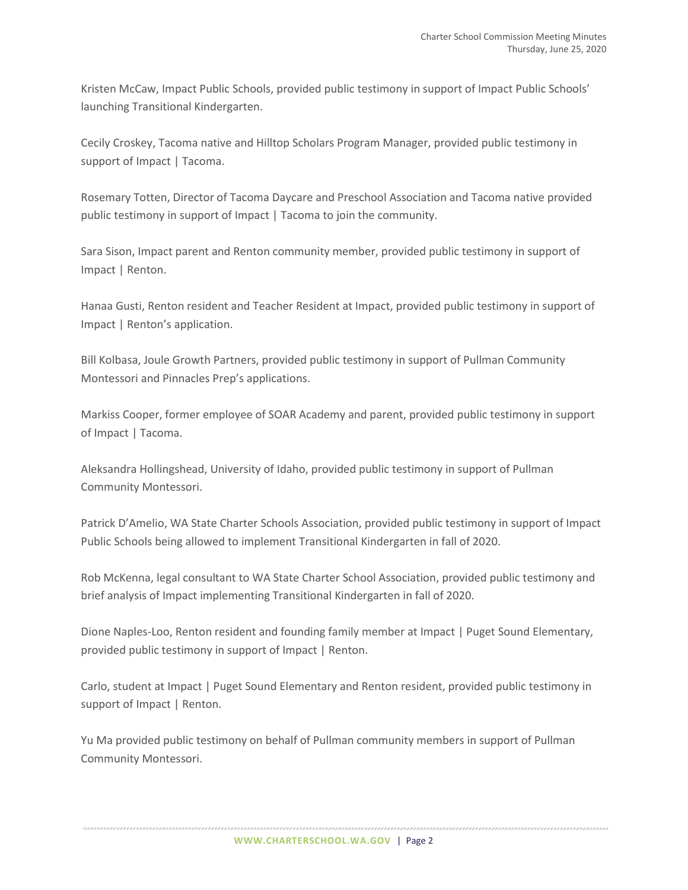Kristen McCaw, Impact Public Schools, provided public testimony in support of Impact Public Schools' launching Transitional Kindergarten.

Cecily Croskey, Tacoma native and Hilltop Scholars Program Manager, provided public testimony in support of Impact | Tacoma.

Rosemary Totten, Director of Tacoma Daycare and Preschool Association and Tacoma native provided public testimony in support of Impact | Tacoma to join the community.

Sara Sison, Impact parent and Renton community member, provided public testimony in support of Impact | Renton.

Hanaa Gusti, Renton resident and Teacher Resident at Impact, provided public testimony in support of Impact | Renton's application.

Bill Kolbasa, Joule Growth Partners, provided public testimony in support of Pullman Community Montessori and Pinnacles Prep's applications.

Markiss Cooper, former employee of SOAR Academy and parent, provided public testimony in support of Impact | Tacoma.

Aleksandra Hollingshead, University of Idaho, provided public testimony in support of Pullman Community Montessori.

Patrick D'Amelio, WA State Charter Schools Association, provided public testimony in support of Impact Public Schools being allowed to implement Transitional Kindergarten in fall of 2020.

Rob McKenna, legal consultant to WA State Charter School Association, provided public testimony and brief analysis of Impact implementing Transitional Kindergarten in fall of 2020.

Dione Naples-Loo, Renton resident and founding family member at Impact | Puget Sound Elementary, provided public testimony in support of Impact | Renton.

Carlo, student at Impact | Puget Sound Elementary and Renton resident, provided public testimony in support of Impact | Renton.

Yu Ma provided public testimony on behalf of Pullman community members in support of Pullman Community Montessori.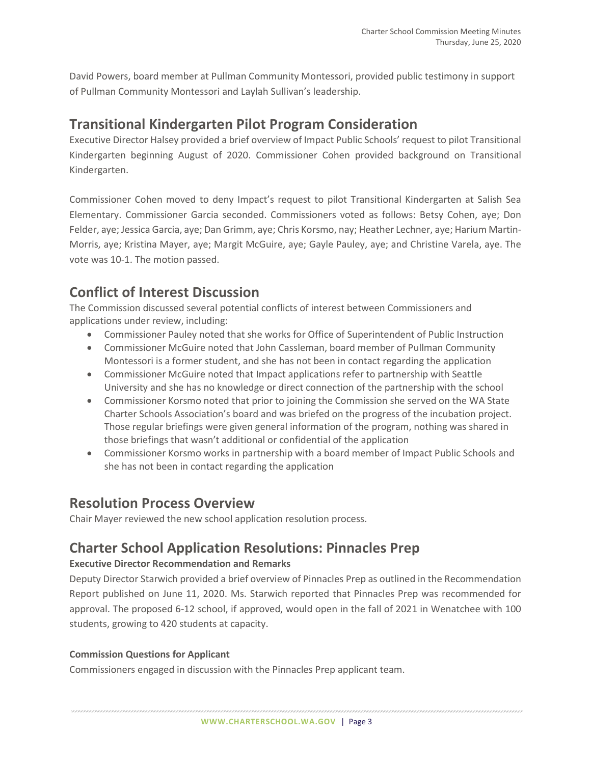David Powers, board member at Pullman Community Montessori, provided public testimony in support of Pullman Community Montessori and Laylah Sullivan's leadership.

## Transitional Kindergarten Pilot Program Consideration

Executive Director Halsey provided a brief overview of Impact Public Schools' request to pilot Transitional Kindergarten beginning August of 2020. Commissioner Cohen provided background on Transitional Kindergarten.

Commissioner Cohen moved to deny Impact's request to pilot Transitional Kindergarten at Salish Sea Elementary. Commissioner Garcia seconded. Commissioners voted as follows: Betsy Cohen, aye; Don Felder, aye; Jessica Garcia, aye; Dan Grimm, aye; Chris Korsmo, nay; Heather Lechner, aye; Harium Martin-Morris, aye; Kristina Mayer, aye; Margit McGuire, aye; Gayle Pauley, aye; and Christine Varela, aye. The vote was 10-1. The motion passed.

## Conflict of Interest Discussion

The Commission discussed several potential conflicts of interest between Commissioners and applications under review, including:

- Commissioner Pauley noted that she works for Office of Superintendent of Public Instruction
- Commissioner McGuire noted that John Cassleman, board member of Pullman Community Montessori is a former student, and she has not been in contact regarding the application
- Commissioner McGuire noted that Impact applications refer to partnership with Seattle University and she has no knowledge or direct connection of the partnership with the school
- Commissioner Korsmo noted that prior to joining the Commission she served on the WA State Charter Schools Association's board and was briefed on the progress of the incubation project. Those regular briefings were given general information of the program, nothing was shared in those briefings that wasn't additional or confidential of the application
- Commissioner Korsmo works in partnership with a board member of Impact Public Schools and she has not been in contact regarding the application

## Resolution Process Overview

Chair Mayer reviewed the new school application resolution process.

## Charter School Application Resolutions: Pinnacles Prep

### Executive Director Recommendation and Remarks

Deputy Director Starwich provided a brief overview of Pinnacles Prep as outlined in the Recommendation Report published on June 11, 2020. Ms. Starwich reported that Pinnacles Prep was recommended for approval. The proposed 6-12 school, if approved, would open in the fall of 2021 in Wenatchee with 100 students, growing to 420 students at capacity.

### Commission Questions for Applicant

Commissioners engaged in discussion with the Pinnacles Prep applicant team.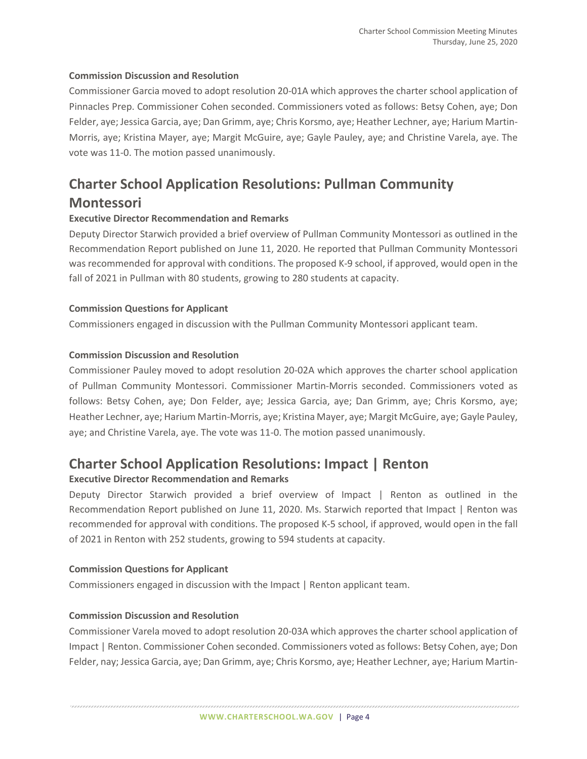### Commission Discussion and Resolution

Commissioner Garcia moved to adopt resolution 20-01A which approves the charter school application of Pinnacles Prep. Commissioner Cohen seconded. Commissioners voted as follows: Betsy Cohen, aye; Don Felder, aye; Jessica Garcia, aye; Dan Grimm, aye; Chris Korsmo, aye; Heather Lechner, aye; Harium Martin-Morris, aye; Kristina Mayer, aye; Margit McGuire, aye; Gayle Pauley, aye; and Christine Varela, aye. The vote was 11-0. The motion passed unanimously.

## Charter School Application Resolutions: Pullman Community Montessori

### Executive Director Recommendation and Remarks

Deputy Director Starwich provided a brief overview of Pullman Community Montessori as outlined in the Recommendation Report published on June 11, 2020. He reported that Pullman Community Montessori was recommended for approval with conditions. The proposed K-9 school, if approved, would open in the fall of 2021 in Pullman with 80 students, growing to 280 students at capacity.

### Commission Questions for Applicant

Commissioners engaged in discussion with the Pullman Community Montessori applicant team.

### Commission Discussion and Resolution

Commissioner Pauley moved to adopt resolution 20-02A which approves the charter school application of Pullman Community Montessori. Commissioner Martin-Morris seconded. Commissioners voted as follows: Betsy Cohen, aye; Don Felder, aye; Jessica Garcia, aye; Dan Grimm, aye; Chris Korsmo, aye; Heather Lechner, aye; Harium Martin-Morris, aye; Kristina Mayer, aye; Margit McGuire, aye; Gayle Pauley, aye; and Christine Varela, aye. The vote was 11-0. The motion passed unanimously.

## Charter School Application Resolutions: Impact | Renton

### Executive Director Recommendation and Remarks

Deputy Director Starwich provided a brief overview of Impact | Renton as outlined in the Recommendation Report published on June 11, 2020. Ms. Starwich reported that Impact | Renton was recommended for approval with conditions. The proposed K-5 school, if approved, would open in the fall of 2021 in Renton with 252 students, growing to 594 students at capacity.

### Commission Questions for Applicant

Commissioners engaged in discussion with the Impact | Renton applicant team.

### Commission Discussion and Resolution

Commissioner Varela moved to adopt resolution 20-03A which approves the charter school application of Impact | Renton. Commissioner Cohen seconded. Commissioners voted as follows: Betsy Cohen, aye; Don Felder, nay; Jessica Garcia, aye; Dan Grimm, aye; Chris Korsmo, aye; Heather Lechner, aye; Harium Martin-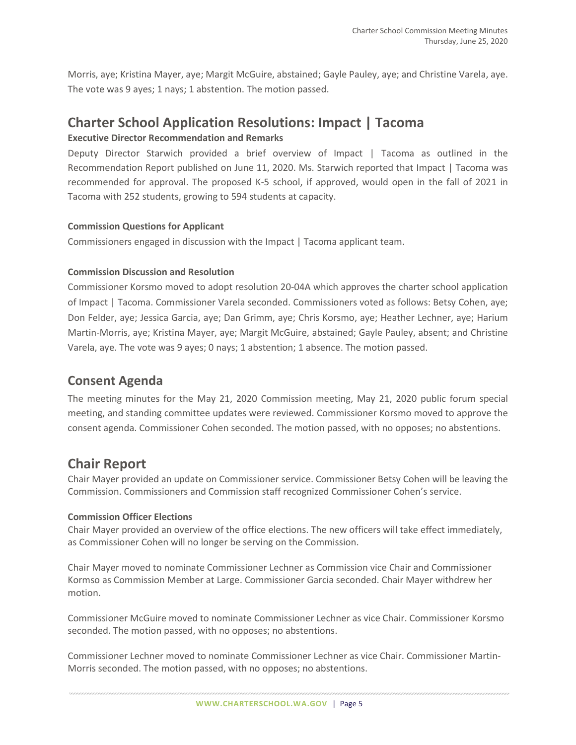Morris, aye; Kristina Mayer, aye; Margit McGuire, abstained; Gayle Pauley, aye; and Christine Varela, aye. The vote was 9 ayes; 1 nays; 1 abstention. The motion passed.

# Charter School Application Resolutions: Impact | Tacoma

### Executive Director Recommendation and Remarks

Deputy Director Starwich provided a brief overview of Impact | Tacoma as outlined in the Recommendation Report published on June 11, 2020. Ms. Starwich reported that Impact | Tacoma was recommended for approval. The proposed K-5 school, if approved, would open in the fall of 2021 in Tacoma with 252 students, growing to 594 students at capacity.

### Commission Questions for Applicant

Commissioners engaged in discussion with the Impact | Tacoma applicant team.

### Commission Discussion and Resolution

Commissioner Korsmo moved to adopt resolution 20-04A which approves the charter school application of Impact | Tacoma. Commissioner Varela seconded. Commissioners voted as follows: Betsy Cohen, aye; Don Felder, aye; Jessica Garcia, aye; Dan Grimm, aye; Chris Korsmo, aye; Heather Lechner, aye; Harium Martin-Morris, aye; Kristina Mayer, aye; Margit McGuire, abstained; Gayle Pauley, absent; and Christine Varela, aye. The vote was 9 ayes; 0 nays; 1 abstention; 1 absence. The motion passed.

# Consent Agenda

The meeting minutes for the May 21, 2020 Commission meeting, May 21, 2020 public forum special meeting, and standing committee updates were reviewed. Commissioner Korsmo moved to approve the consent agenda. Commissioner Cohen seconded. The motion passed, with no opposes; no abstentions.

# Chair Report

Chair Mayer provided an update on Commissioner service. Commissioner Betsy Cohen will be leaving the Commission. Commissioners and Commission staff recognized Commissioner Cohen's service.

### Commission Officer Elections

Chair Mayer provided an overview of the office elections. The new officers will take effect immediately, as Commissioner Cohen will no longer be serving on the Commission.

Chair Mayer moved to nominate Commissioner Lechner as Commission vice Chair and Commissioner Kormso as Commission Member at Large. Commissioner Garcia seconded. Chair Mayer withdrew her motion.

Commissioner McGuire moved to nominate Commissioner Lechner as vice Chair. Commissioner Korsmo seconded. The motion passed, with no opposes; no abstentions.

Commissioner Lechner moved to nominate Commissioner Lechner as vice Chair. Commissioner Martin-Morris seconded. The motion passed, with no opposes; no abstentions.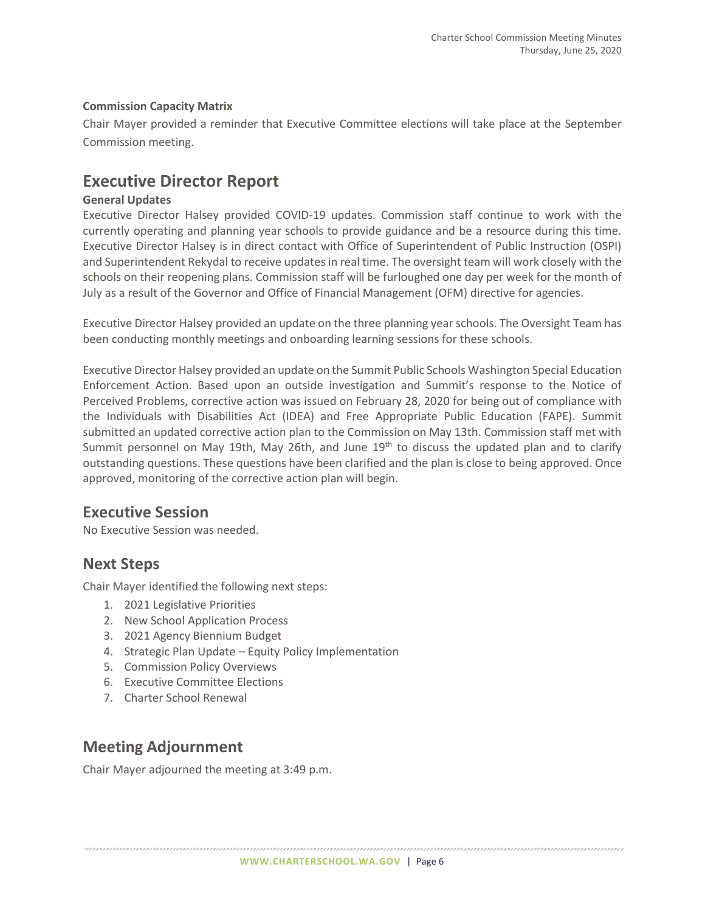### Commission Capacity Matrix

Chair Mayer provided a reminder that Executive Committee elections will take place at the September Commission meeting.

## Executive Director Report

### General Updates

Executive Director Halsey provided COVID-19 updates. Commission staff continue to work with the currently operating and planning year schools to provide guidance and be a resource during this time. Executive Director Halsey is in direct contact with Office of Superintendent of Public Instruction (OSPI) and Superintendent Rekydal to receive updates in real time. The oversight team will work closely with the schools on their reopening plans. Commission staff will be furloughed one day per week for the month of July as a result of the Governor and Office of Financial Management (OFM) directive for agencies.

Executive Director Halsey provided an update on the three planning year schools. The Oversight Team has been conducting monthly meetings and onboarding learning sessions for these schools.

Executive Director Halsey provided an update on the Summit Public Schools Washington Special Education Enforcement Action. Based upon an outside investigation and Summit's response to the Notice of Perceived Problems, corrective action was issued on February 28, 2020 for being out of compliance with the Individuals with Disabilities Act (IDEA) and Free Appropriate Public Education (FAPE). Summit submitted an updated corrective action plan to the Commission on May 13th. Commission staff met with Summit personnel on May 19th, May 26th, and June 19th to discuss the updated plan and to clarify outstanding questions. These questions have been clarified and the plan is close to being approved. Once approved, monitoring of the corrective action plan will begin.

## Executive Session

No Executive Session was needed.

## Next Steps

Chair Mayer identified the following next steps:

1. 2021 Legislative Priorities
2. New School Application Process
3. 2021 Agency Biennium Budget
4. Strategic Plan Update – Equity Policy Implementation
5. Commission Policy Overviews
6. Executive Committee Elections
7. Charter School Renewal

## Meeting Adjournment

Chair Mayer adjourned the meeting at 3:49 p.m.